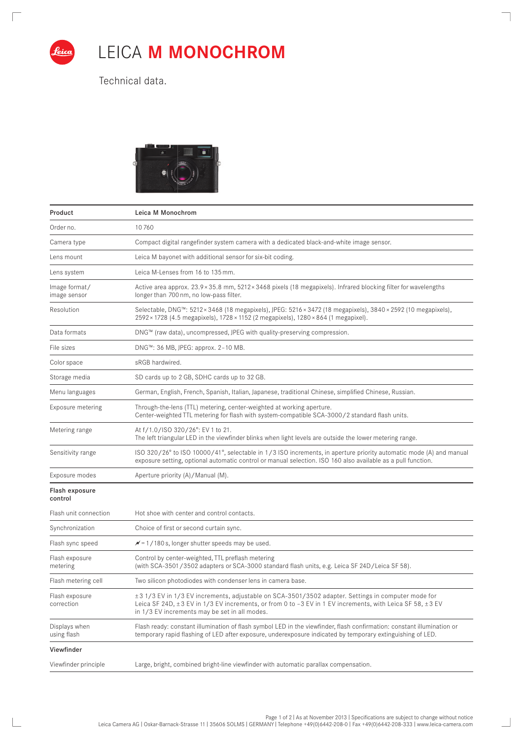# LEICA **M MONOCHROM**

Technical data.

| Product | Leica M Monochrom |
|---|---|
| Order no. | 10 760 |
| Camera type | Compact digital rangefinder system camera with a dedicated black-and-white image sensor. |
| Lens mount | Leica M bayonet with additional sensor for six-bit coding. |
| Lens system | Leica M-Lenses from 16 to 135 mm. |
| Image format/ image sensor | Active area approx. 23.9 × 35.8 mm, 5212 × 3468 pixels (18 megapixels). Infrared blocking filter for wavelengths longer than 700 nm, no low-pass filter. |
| Resolution | Selectable, DNG™: 5212 × 3468 (18 megapixels), JPEG: 5216 × 3472 (18 megapixels), 3840 × 2592 (10 megapixels), 2592 × 1728 (4.5 megapixels), 1728 × 1152 (2 megapixels), 1280 × 864 (1 megapixel). |
| Data formats | DNG™ (raw data), uncompressed, JPEG with quality-preserving compression. |
| File sizes | DNG™: 36 MB, JPEG: approx. 2–10 MB. |
| Color space | sRGB hardwired. |
| Storage media | SD cards up to 2 GB, SDHC cards up to 32 GB. |
| Menu languages | German, English, French, Spanish, Italian, Japanese, traditional Chinese, simplified Chinese, Russian. |
| Exposure metering | Through-the-lens (TTL) metering, center-weighted at working aperture. Center-weighted TTL metering for flash with system-compatible SCA-3000/2 standard flash units. |
| Metering range | At f/1.0/ISO 320/26°: EV 1 to 21. The left triangular LED in the viewfinder blinks when light levels are outside the lower metering range. |
| Sensitivity range | ISO 320/26° to ISO 10000/41°, selectable in 1/3 ISO increments, in aperture priority automatic mode (A) and manual exposure setting, optional automatic control or manual selection. ISO 160 also available as a pull function. |
| Exposure modes | Aperture priority (A)/Manual (M). |
| **Flash exposure control** | |
| Flash unit connection | Hot shoe with center and control contacts. |
| Synchronization | Choice of first or second curtain sync. |
| Flash sync speed | ⚡ = 1/180 s, longer shutter speeds may be used. |
| Flash exposure metering | Control by center-weighted, TTL preflash metering (with SCA-3501/3502 adapters or SCA-3000 standard flash units, e.g. Leica SF 24D/Leica SF 58). |
| Flash metering cell | Two silicon photodiodes with condenser lens in camera base. |
| Flash exposure correction | ±3 1/3 EV in 1/3 EV increments, adjustable on SCA-3501/3502 adapter. Settings in computer mode for Leica SF 24D, ±3 EV in 1/3 EV increments, or from 0 to −3 EV in 1 EV increments, with Leica SF 58, ±3 EV in 1/3 EV increments may be set in all modes. |
| Displays when using flash | Flash ready: constant illumination of flash symbol LED in the viewfinder, flash confirmation: constant illumination or temporary rapid flashing of LED after exposure, underexposure indicated by temporary extinguishing of LED. |
| **Viewfinder** | |
| Viewfinder principle | Large, bright, combined bright-line viewfinder with automatic parallax compensation. |

Page 1 of 2 | As at November 2013 | Specifications are subject to change without notice
Leica Camera AG | Oskar-Barnack-Strasse 11 | 35606 SOLMS | GERMANY | Telephone +49(0)6442-208-0 | Fax +49(0)6442-208-333 | www.leica-camera.com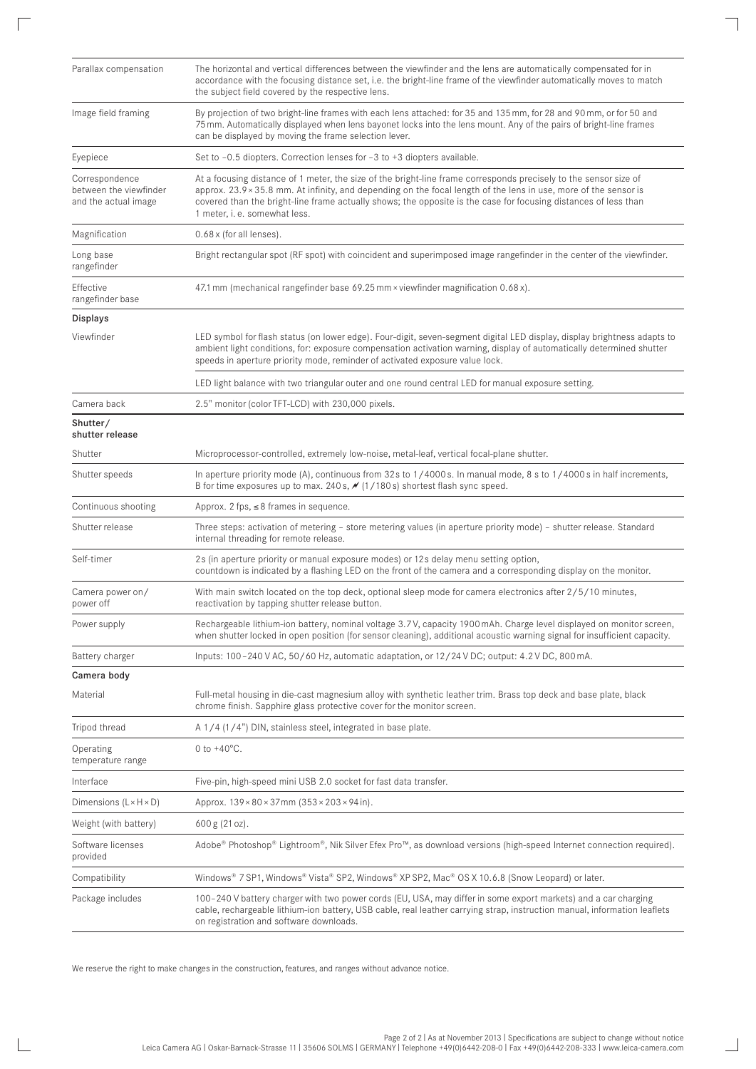| | |
|---|---|
| Parallax compensation | The horizontal and vertical differences between the viewfinder and the lens are automatically compensated for in accordance with the focusing distance set, i.e. the bright-line frame of the viewfinder automatically moves to match the subject field covered by the respective lens. |
| Image field framing | By projection of two bright-line frames with each lens attached: for 35 and 135 mm, for 28 and 90 mm, or for 50 and 75 mm. Automatically displayed when lens bayonet locks into the lens mount. Any of the pairs of bright-line frames can be displayed by moving the frame selection lever. |
| Eyepiece | Set to –0.5 diopters. Correction lenses for –3 to +3 diopters available. |
| Correspondence between the viewfinder and the actual image | At a focusing distance of 1 meter, the size of the bright-line frame corresponds precisely to the sensor size of approx. 23.9 × 35.8 mm. At infinity, and depending on the focal length of the lens in use, more of the sensor is covered than the bright-line frame actually shows; the opposite is the case for focusing distances of less than 1 meter, i. e. somewhat less. |
| Magnification | 0.68 x (for all lenses). |
| Long base rangefinder | Bright rectangular spot (RF spot) with coincident and superimposed image rangefinder in the center of the viewfinder. |
| Effective rangefinder base | 47.1 mm (mechanical rangefinder base 69.25 mm × viewfinder magnification 0.68 x). |
| **Displays** | |
| Viewfinder | LED symbol for flash status (on lower edge). Four-digit, seven-segment digital LED display, display brightness adapts to ambient light conditions, for: exposure compensation activation warning, display of automatically determined shutter speeds in aperture priority mode, reminder of activated exposure value lock. |
| | LED light balance with two triangular outer and one round central LED for manual exposure setting. |
| Camera back | 2.5" monitor (color TFT-LCD) with 230,000 pixels. |
| **Shutter/ shutter release** | |
| Shutter | Microprocessor-controlled, extremely low-noise, metal-leaf, vertical focal-plane shutter. |
| Shutter speeds | In aperture priority mode (A), continuous from 32 s to 1/4000 s. In manual mode, 8 s to 1/4000 s in half increments, B for time exposures up to max. 240 s, ⚡ (1/180 s) shortest flash sync speed. |
| Continuous shooting | Approx. 2 fps, ≤ 8 frames in sequence. |
| Shutter release | Three steps: activation of metering – store metering values (in aperture priority mode) – shutter release. Standard internal threading for remote release. |
| Self-timer | 2 s (in aperture priority or manual exposure modes) or 12 s delay menu setting option, countdown is indicated by a flashing LED on the front of the camera and a corresponding display on the monitor. |
| Camera power on/ power off | With main switch located on the top deck, optional sleep mode for camera electronics after 2/5/10 minutes, reactivation by tapping shutter release button. |
| Power supply | Rechargeable lithium-ion battery, nominal voltage 3.7 V, capacity 1900 mAh. Charge level displayed on monitor screen, when shutter locked in open position (for sensor cleaning), additional acoustic warning signal for insufficient capacity. |
| Battery charger | Inputs: 100 – 240 V AC, 50/60 Hz, automatic adaptation, or 12/24 V DC; output: 4.2 V DC, 800 mA. |
| **Camera body** | |
| Material | Full-metal housing in die-cast magnesium alloy with synthetic leather trim. Brass top deck and base plate, black chrome finish. Sapphire glass protective cover for the monitor screen. |
| Tripod thread | A 1/4 (1/4") DIN, stainless steel, integrated in base plate. |
| Operating temperature range | 0 to +40°C. |
| Interface | Five-pin, high-speed mini USB 2.0 socket for fast data transfer. |
| Dimensions (L × H × D) | Approx. 139 × 80 × 37 mm (353 × 203 × 94 in). |
| Weight (with battery) | 600 g (21 oz). |
| Software licenses provided | Adobe® Photoshop® Lightroom®, Nik Silver Efex Pro™, as download versions (high-speed Internet connection required). |
| Compatibility | Windows® 7 SP1, Windows® Vista® SP2, Windows® XP SP2, Mac® OS X 10.6.8 (Snow Leopard) or later. |
| Package includes | 100 – 240 V battery charger with two power cords (EU, USA, may differ in some export markets) and a car charging cable, rechargeable lithium-ion battery, USB cable, real leather carrying strap, instruction manual, information leaflets on registration and software downloads. |

We reserve the right to make changes in the construction, features, and ranges without advance notice.

Leica Camera AG | Oskar-Barnack-Strasse 11 | 35606 SOLMS | GERMANY | Telephone +49(0)6442-208-0 | Fax +49(0)6442-208-333 | www.leica-camera.com